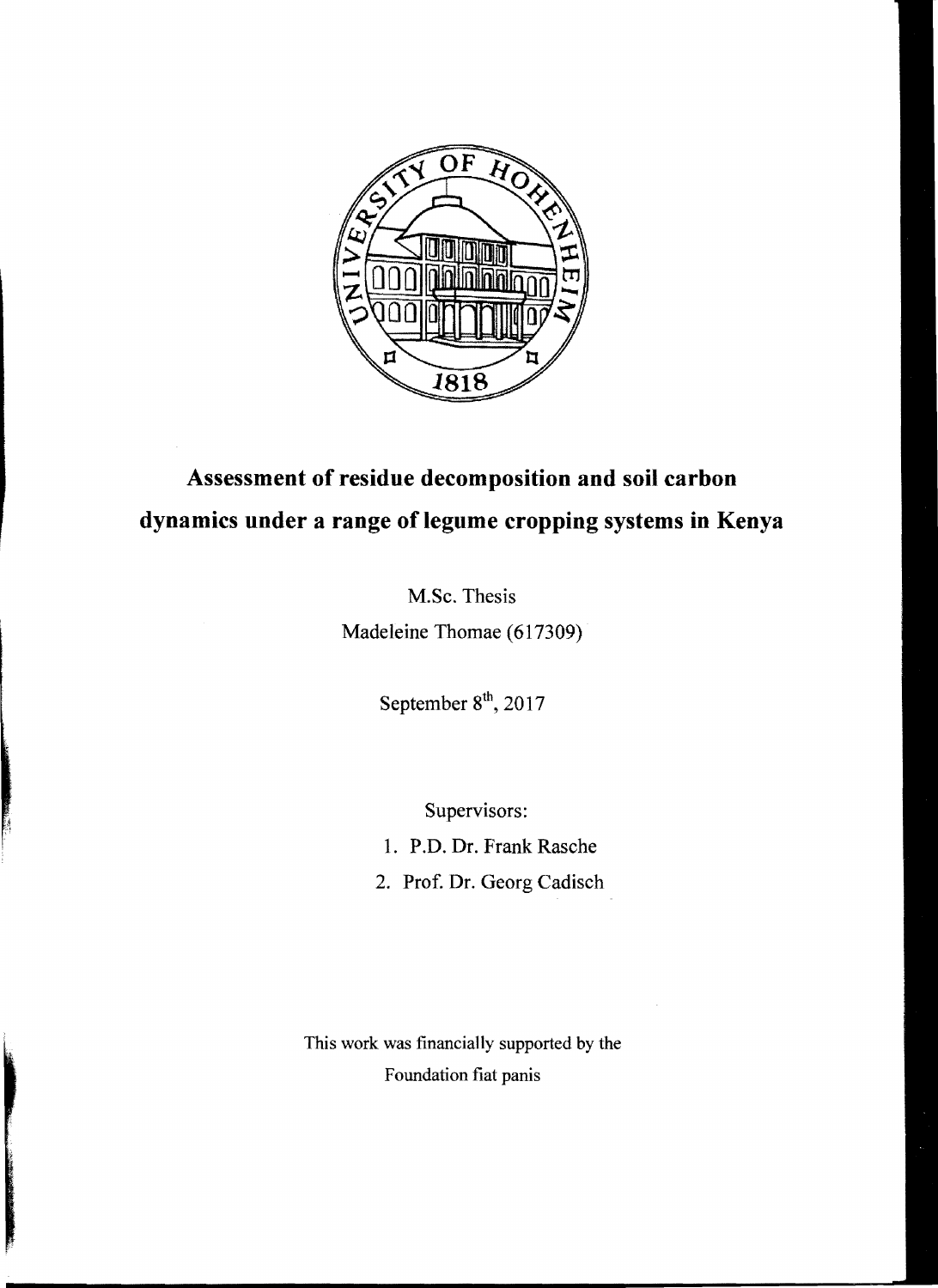# Assessment of residue decomposition and soil carbon dynamics under a range of legume cropping systems in Kenya

M.Sc. Thesis

Madeleine Thomae (617309)

September 8$^{th}$, 2017

Supervisors:

1. P.D. Dr. Frank Rasche
2. Prof. Dr. Georg Cadisch

This work was financially supported by the Foundation fiat panis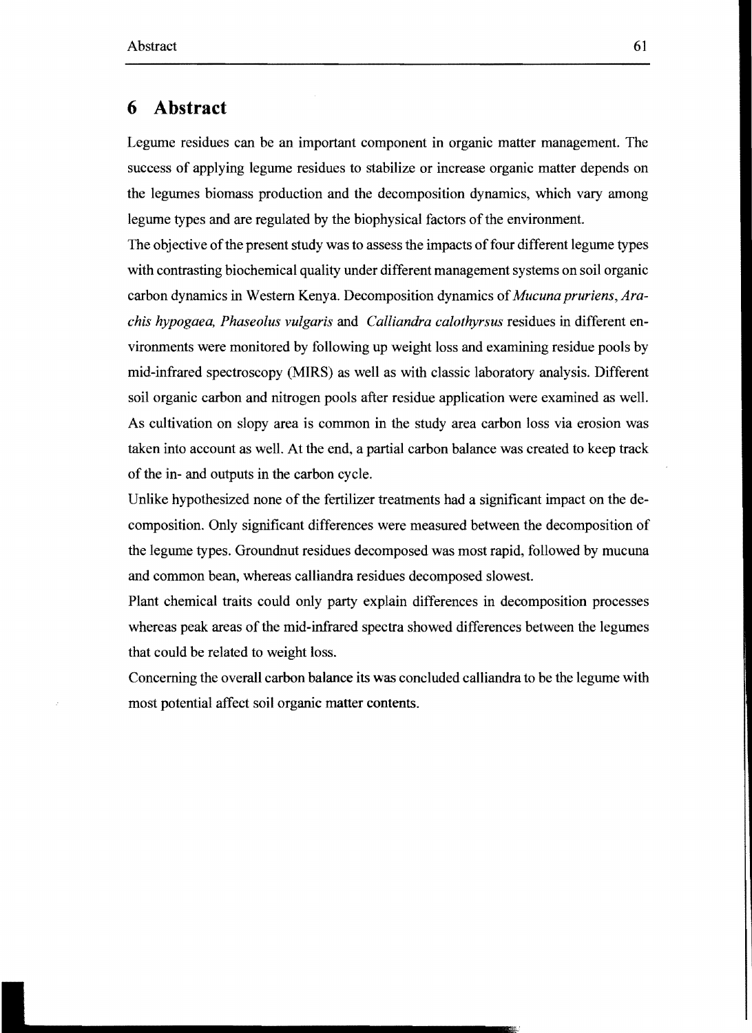# 6 Abstract

Legume residues can be an important component in organic matter management. The success of applying legume residues to stabilize or increase organic matter depends on the legumes biomass production and the decomposition dynamics, which vary among legume types and are regulated by the biophysical factors of the environment.

The objective of the present study was to assess the impacts of four different legume types with contrasting biochemical quality under different management systems on soil organic carbon dynamics in Western Kenya. Decomposition dynamics of *Mucuna pruriens*, *Arachis hypogaea*, *Phaseolus vulgaris* and *Calliandra calothyrsus* residues in different environments were monitored by following up weight loss and examining residue pools by mid-infrared spectroscopy (MIRS) as well as with classic laboratory analysis. Different soil organic carbon and nitrogen pools after residue application were examined as well. As cultivation on slopy area is common in the study area carbon loss via erosion was taken into account as well. At the end, a partial carbon balance was created to keep track of the in- and outputs in the carbon cycle.

Unlike hypothesized none of the fertilizer treatments had a significant impact on the decomposition. Only significant differences were measured between the decomposition of the legume types. Groundnut residues decomposed was most rapid, followed by mucuna and common bean, whereas calliandra residues decomposed slowest.

Plant chemical traits could only party explain differences in decomposition processes whereas peak areas of the mid-infrared spectra showed differences between the legumes that could be related to weight loss.

Concerning the overall carbon balance its was concluded calliandra to be the legume with most potential affect soil organic matter contents.